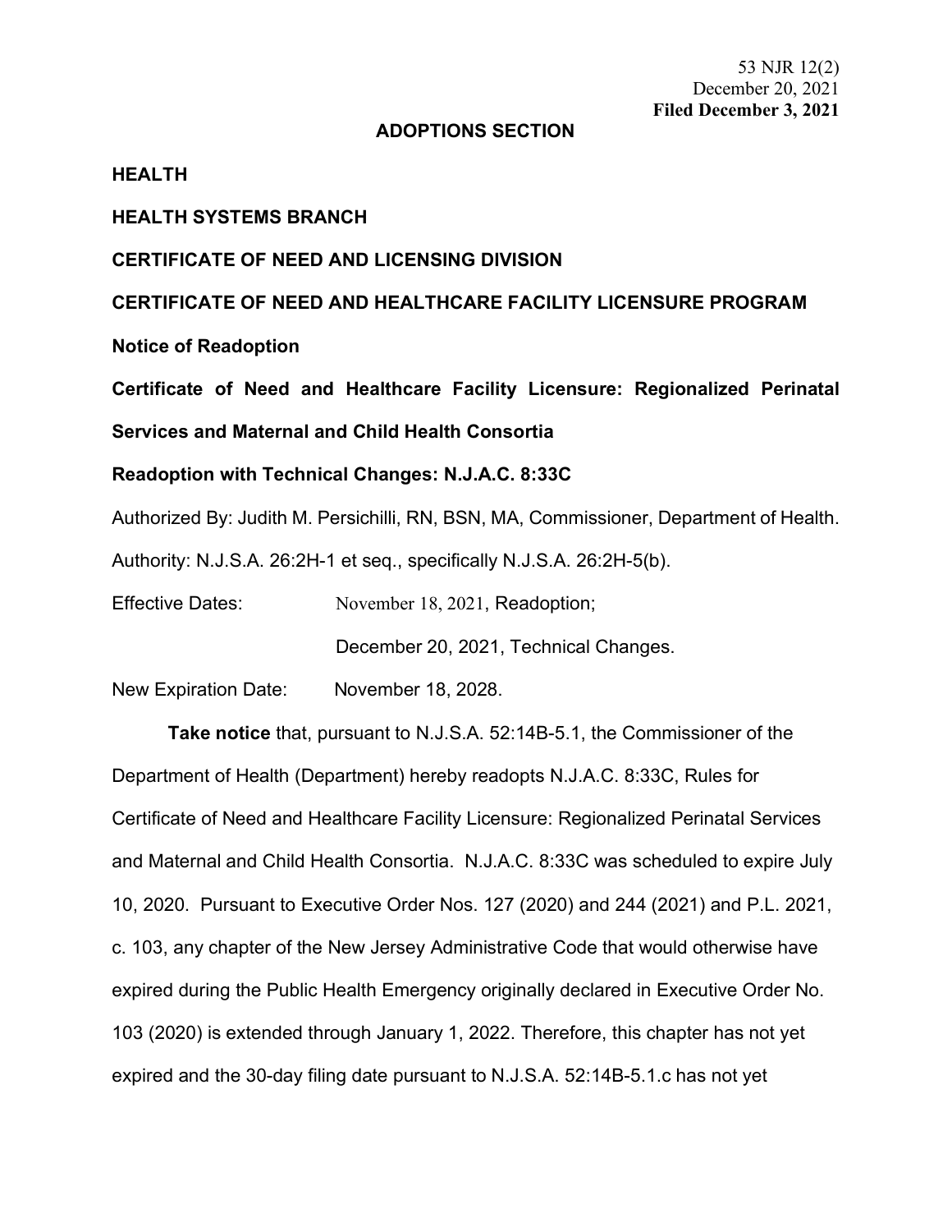53 NJR 12(2)
December 20, 2021
**Filed December 3, 2021**

**ADOPTIONS SECTION**

**HEALTH**

**HEALTH SYSTEMS BRANCH**

**CERTIFICATE OF NEED AND LICENSING DIVISION**

**CERTIFICATE OF NEED AND HEALTHCARE FACILITY LICENSURE PROGRAM**

**Notice of Readoption**

**Certificate of Need and Healthcare Facility Licensure: Regionalized Perinatal Services and Maternal and Child Health Consortia**

**Readoption with Technical Changes: N.J.A.C. 8:33C**

Authorized By: Judith M. Persichilli, RN, BSN, MA, Commissioner, Department of Health.

Authority: N.J.S.A. 26:2H-1 et seq., specifically N.J.S.A. 26:2H-5(b).

Effective Dates: November 18, 2021, Readoption;

December 20, 2021, Technical Changes.

New Expiration Date: November 18, 2028.

**Take notice** that, pursuant to N.J.S.A. 52:14B-5.1, the Commissioner of the Department of Health (Department) hereby readopts N.J.A.C. 8:33C, Rules for Certificate of Need and Healthcare Facility Licensure: Regionalized Perinatal Services and Maternal and Child Health Consortia. N.J.A.C. 8:33C was scheduled to expire July 10, 2020. Pursuant to Executive Order Nos. 127 (2020) and 244 (2021) and P.L. 2021, c. 103, any chapter of the New Jersey Administrative Code that would otherwise have expired during the Public Health Emergency originally declared in Executive Order No. 103 (2020) is extended through January 1, 2022. Therefore, this chapter has not yet expired and the 30-day filing date pursuant to N.J.S.A. 52:14B-5.1.c has not yet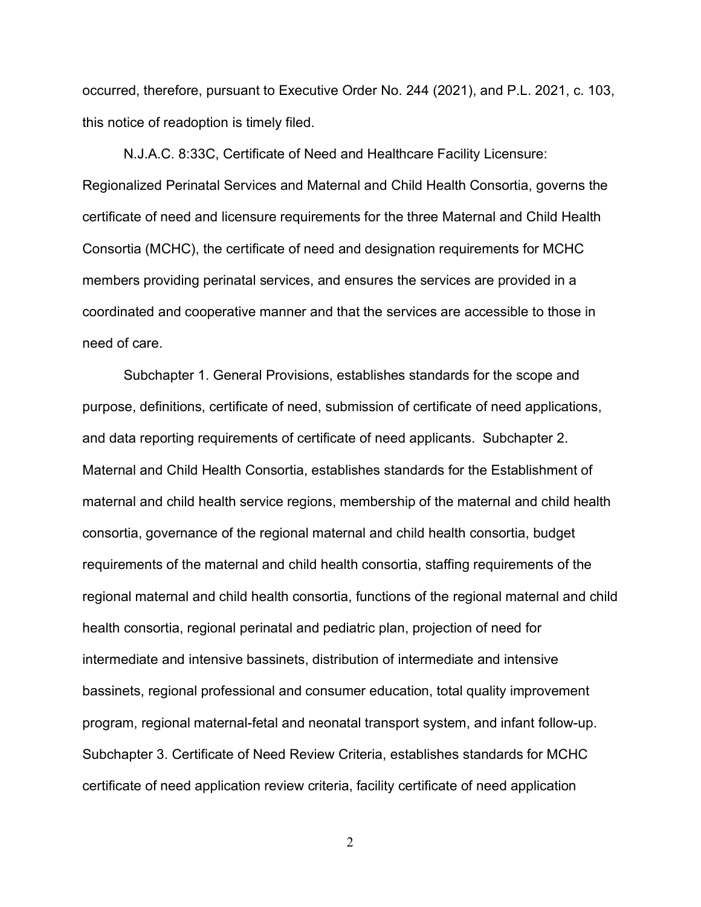occurred, therefore, pursuant to Executive Order No. 244 (2021), and P.L. 2021, c. 103, this notice of readoption is timely filed.

N.J.A.C. 8:33C, Certificate of Need and Healthcare Facility Licensure: Regionalized Perinatal Services and Maternal and Child Health Consortia, governs the certificate of need and licensure requirements for the three Maternal and Child Health Consortia (MCHC), the certificate of need and designation requirements for MCHC members providing perinatal services, and ensures the services are provided in a coordinated and cooperative manner and that the services are accessible to those in need of care.

Subchapter 1. General Provisions, establishes standards for the scope and purpose, definitions, certificate of need, submission of certificate of need applications, and data reporting requirements of certificate of need applicants. Subchapter 2. Maternal and Child Health Consortia, establishes standards for the Establishment of maternal and child health service regions, membership of the maternal and child health consortia, governance of the regional maternal and child health consortia, budget requirements of the maternal and child health consortia, staffing requirements of the regional maternal and child health consortia, functions of the regional maternal and child health consortia, regional perinatal and pediatric plan, projection of need for intermediate and intensive bassinets, distribution of intermediate and intensive bassinets, regional professional and consumer education, total quality improvement program, regional maternal-fetal and neonatal transport system, and infant follow-up. Subchapter 3. Certificate of Need Review Criteria, establishes standards for MCHC certificate of need application review criteria, facility certificate of need application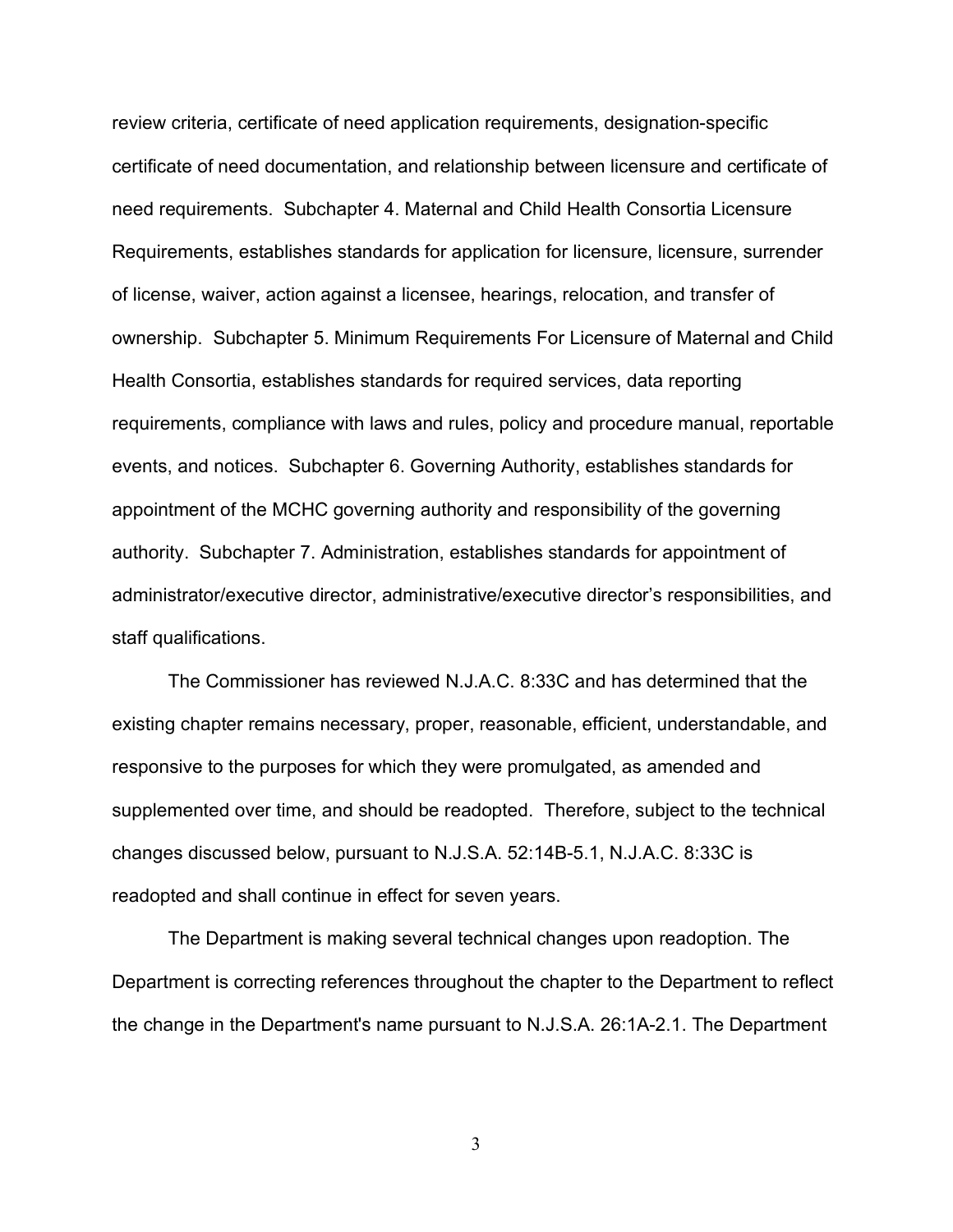review criteria, certificate of need application requirements, designation-specific certificate of need documentation, and relationship between licensure and certificate of need requirements. Subchapter 4. Maternal and Child Health Consortia Licensure Requirements, establishes standards for application for licensure, licensure, surrender of license, waiver, action against a licensee, hearings, relocation, and transfer of ownership. Subchapter 5. Minimum Requirements For Licensure of Maternal and Child Health Consortia, establishes standards for required services, data reporting requirements, compliance with laws and rules, policy and procedure manual, reportable events, and notices. Subchapter 6. Governing Authority, establishes standards for appointment of the MCHC governing authority and responsibility of the governing authority. Subchapter 7. Administration, establishes standards for appointment of administrator/executive director, administrative/executive director's responsibilities, and staff qualifications.

The Commissioner has reviewed N.J.A.C. 8:33C and has determined that the existing chapter remains necessary, proper, reasonable, efficient, understandable, and responsive to the purposes for which they were promulgated, as amended and supplemented over time, and should be readopted. Therefore, subject to the technical changes discussed below, pursuant to N.J.S.A. 52:14B-5.1, N.J.A.C. 8:33C is readopted and shall continue in effect for seven years.

The Department is making several technical changes upon readoption. The Department is correcting references throughout the chapter to the Department to reflect the change in the Department's name pursuant to N.J.S.A. 26:1A-2.1. The Department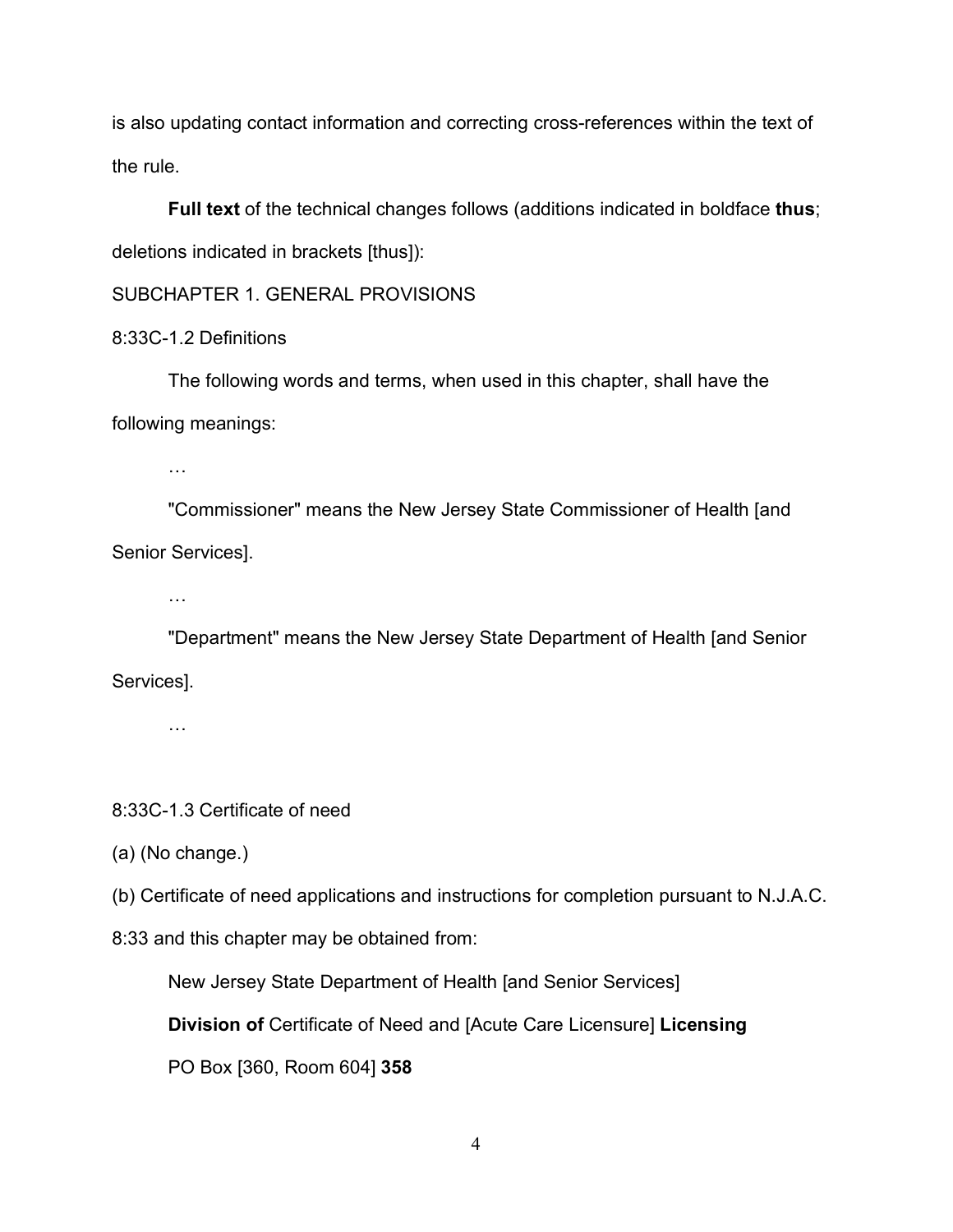is also updating contact information and correcting cross-references within the text of the rule.

**Full text** of the technical changes follows (additions indicated in boldface **thus**; deletions indicated in brackets [thus]):

SUBCHAPTER 1. GENERAL PROVISIONS

8:33C-1.2 Definitions

The following words and terms, when used in this chapter, shall have the following meanings:

…

"Commissioner" means the New Jersey State Commissioner of Health [and Senior Services].

…

"Department" means the New Jersey State Department of Health [and Senior Services].

…

8:33C-1.3 Certificate of need

(a) (No change.)

(b) Certificate of need applications and instructions for completion pursuant to N.J.A.C. 8:33 and this chapter may be obtained from:

New Jersey State Department of Health [and Senior Services]

**Division of** Certificate of Need and [Acute Care Licensure] **Licensing**

PO Box [360, Room 604] **358**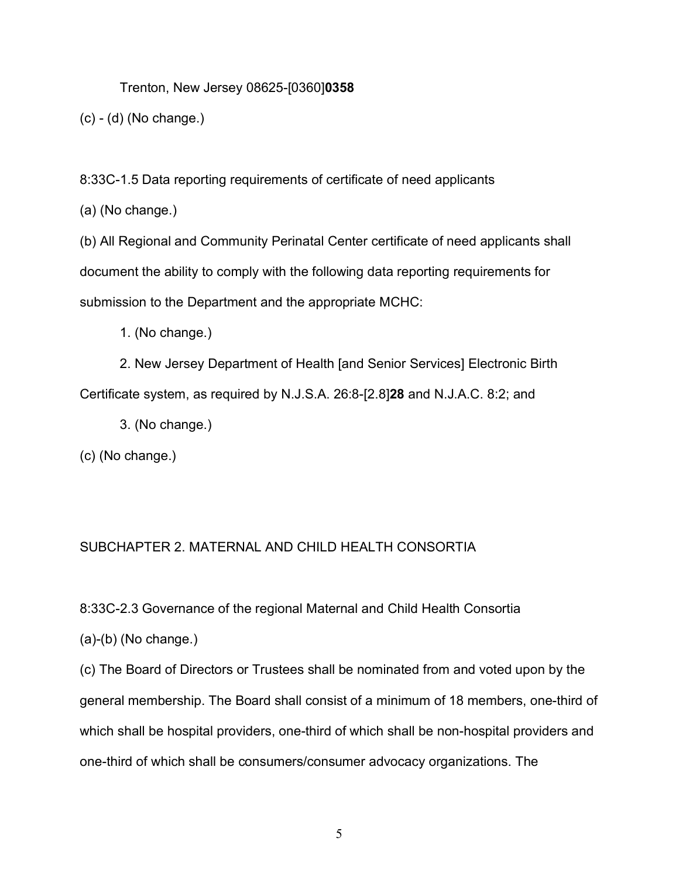Trenton, New Jersey 08625-[0360]**0358**

(c) - (d) (No change.)

8:33C-1.5 Data reporting requirements of certificate of need applicants

(a) (No change.)

(b) All Regional and Community Perinatal Center certificate of need applicants shall document the ability to comply with the following data reporting requirements for submission to the Department and the appropriate MCHC:

1. (No change.)

2. New Jersey Department of Health [and Senior Services] Electronic Birth Certificate system, as required by N.J.S.A. 26:8-[2.8]**28** and N.J.A.C. 8:2; and

3. (No change.)

(c) (No change.)

SUBCHAPTER 2. MATERNAL AND CHILD HEALTH CONSORTIA

8:33C-2.3 Governance of the regional Maternal and Child Health Consortia

(a)-(b) (No change.)

(c) The Board of Directors or Trustees shall be nominated from and voted upon by the general membership. The Board shall consist of a minimum of 18 members, one-third of which shall be hospital providers, one-third of which shall be non-hospital providers and one-third of which shall be consumers/consumer advocacy organizations. The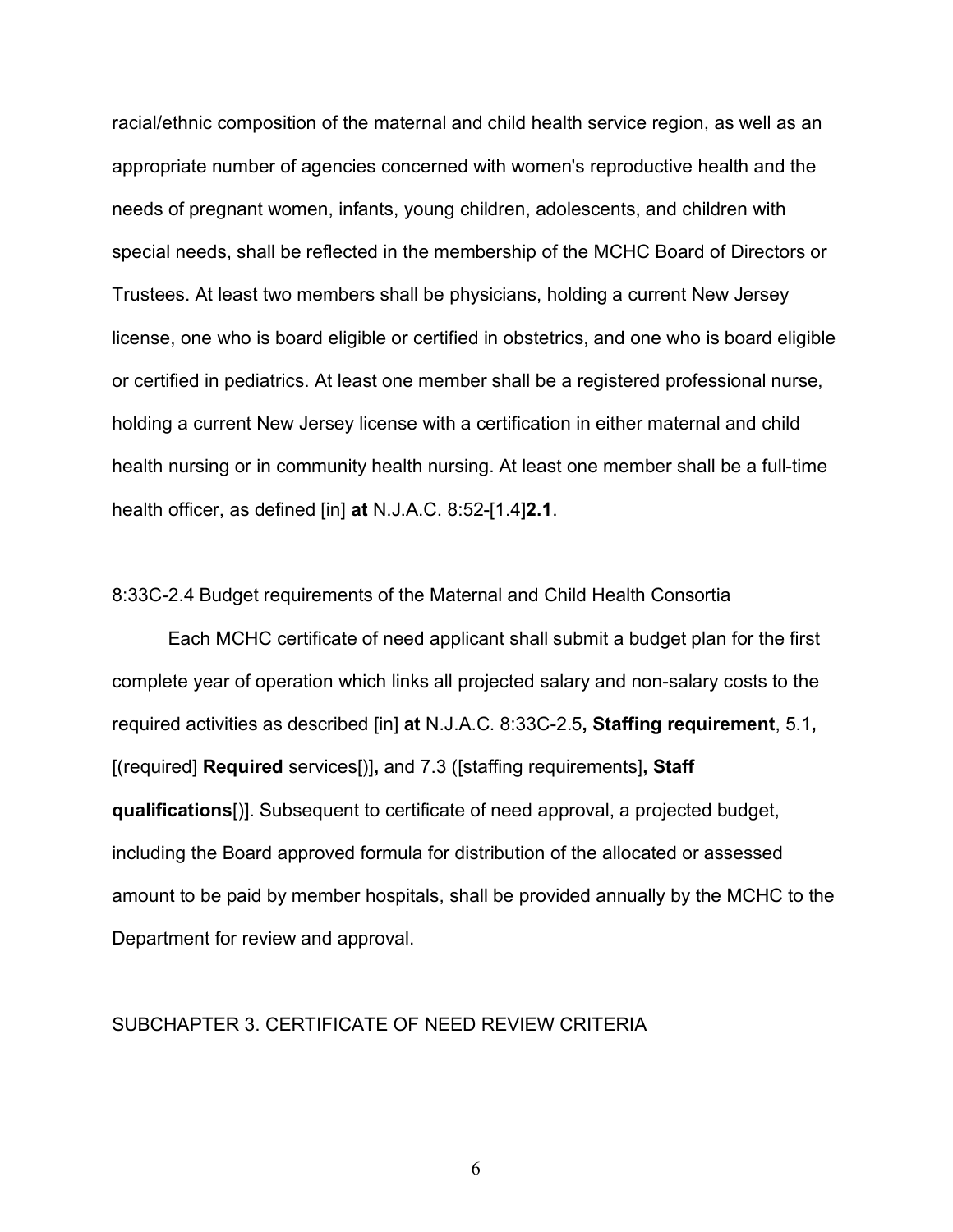racial/ethnic composition of the maternal and child health service region, as well as an appropriate number of agencies concerned with women's reproductive health and the needs of pregnant women, infants, young children, adolescents, and children with special needs, shall be reflected in the membership of the MCHC Board of Directors or Trustees. At least two members shall be physicians, holding a current New Jersey license, one who is board eligible or certified in obstetrics, and one who is board eligible or certified in pediatrics. At least one member shall be a registered professional nurse, holding a current New Jersey license with a certification in either maternal and child health nursing or in community health nursing. At least one member shall be a full-time health officer, as defined [in] **at** N.J.A.C. 8:52-[1.4]**2.1**.

8:33C-2.4 Budget requirements of the Maternal and Child Health Consortia

Each MCHC certificate of need applicant shall submit a budget plan for the first complete year of operation which links all projected salary and non-salary costs to the required activities as described [in] **at** N.J.A.C. 8:33C-2.5**, Staffing requirement**, 5.1**,** [(required] **Required** services[)]**,** and 7.3 ([staffing requirements]**, Staff qualifications**[)]. Subsequent to certificate of need approval, a projected budget, including the Board approved formula for distribution of the allocated or assessed amount to be paid by member hospitals, shall be provided annually by the MCHC to the Department for review and approval.

SUBCHAPTER 3. CERTIFICATE OF NEED REVIEW CRITERIA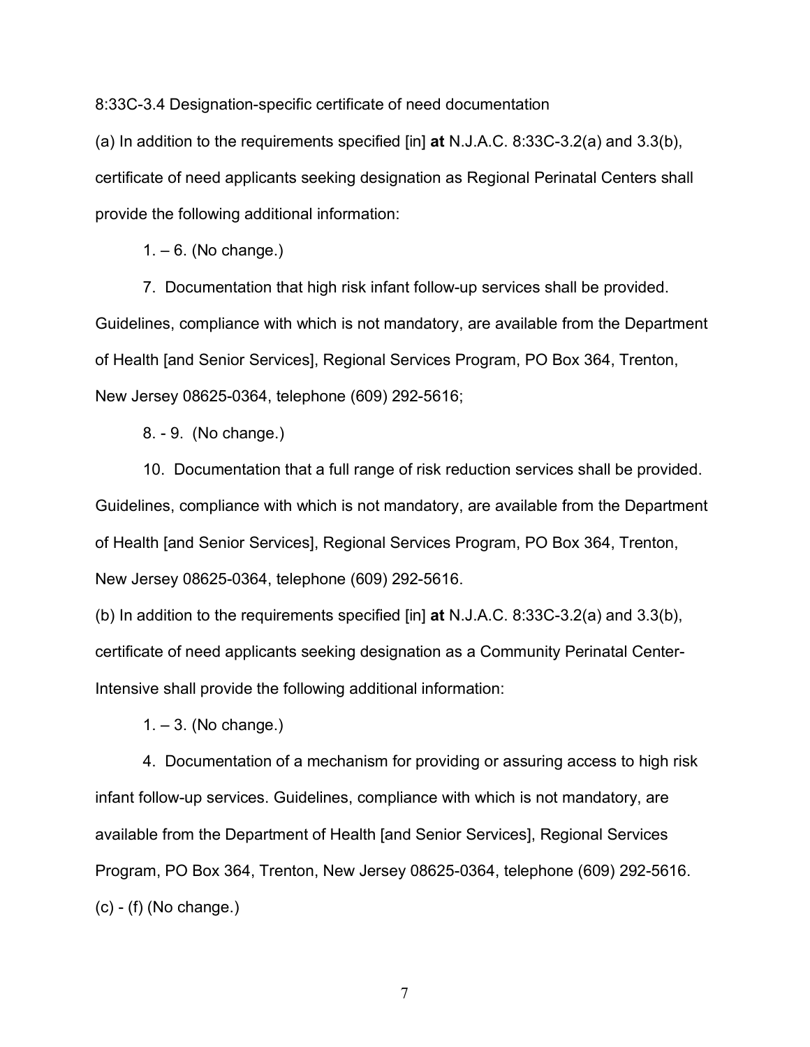8:33C-3.4 Designation-specific certificate of need documentation

(a) In addition to the requirements specified [in] **at** N.J.A.C. 8:33C-3.2(a) and 3.3(b), certificate of need applicants seeking designation as Regional Perinatal Centers shall provide the following additional information:

1. – 6. (No change.)

7. Documentation that high risk infant follow-up services shall be provided. Guidelines, compliance with which is not mandatory, are available from the Department of Health [and Senior Services], Regional Services Program, PO Box 364, Trenton, New Jersey 08625-0364, telephone (609) 292-5616;

8. - 9. (No change.)

10. Documentation that a full range of risk reduction services shall be provided. Guidelines, compliance with which is not mandatory, are available from the Department of Health [and Senior Services], Regional Services Program, PO Box 364, Trenton, New Jersey 08625-0364, telephone (609) 292-5616.

(b) In addition to the requirements specified [in] **at** N.J.A.C. 8:33C-3.2(a) and 3.3(b), certificate of need applicants seeking designation as a Community Perinatal Center-Intensive shall provide the following additional information:

1. – 3. (No change.)

4. Documentation of a mechanism for providing or assuring access to high risk infant follow-up services. Guidelines, compliance with which is not mandatory, are available from the Department of Health [and Senior Services], Regional Services Program, PO Box 364, Trenton, New Jersey 08625-0364, telephone (609) 292-5616.

(c) - (f) (No change.)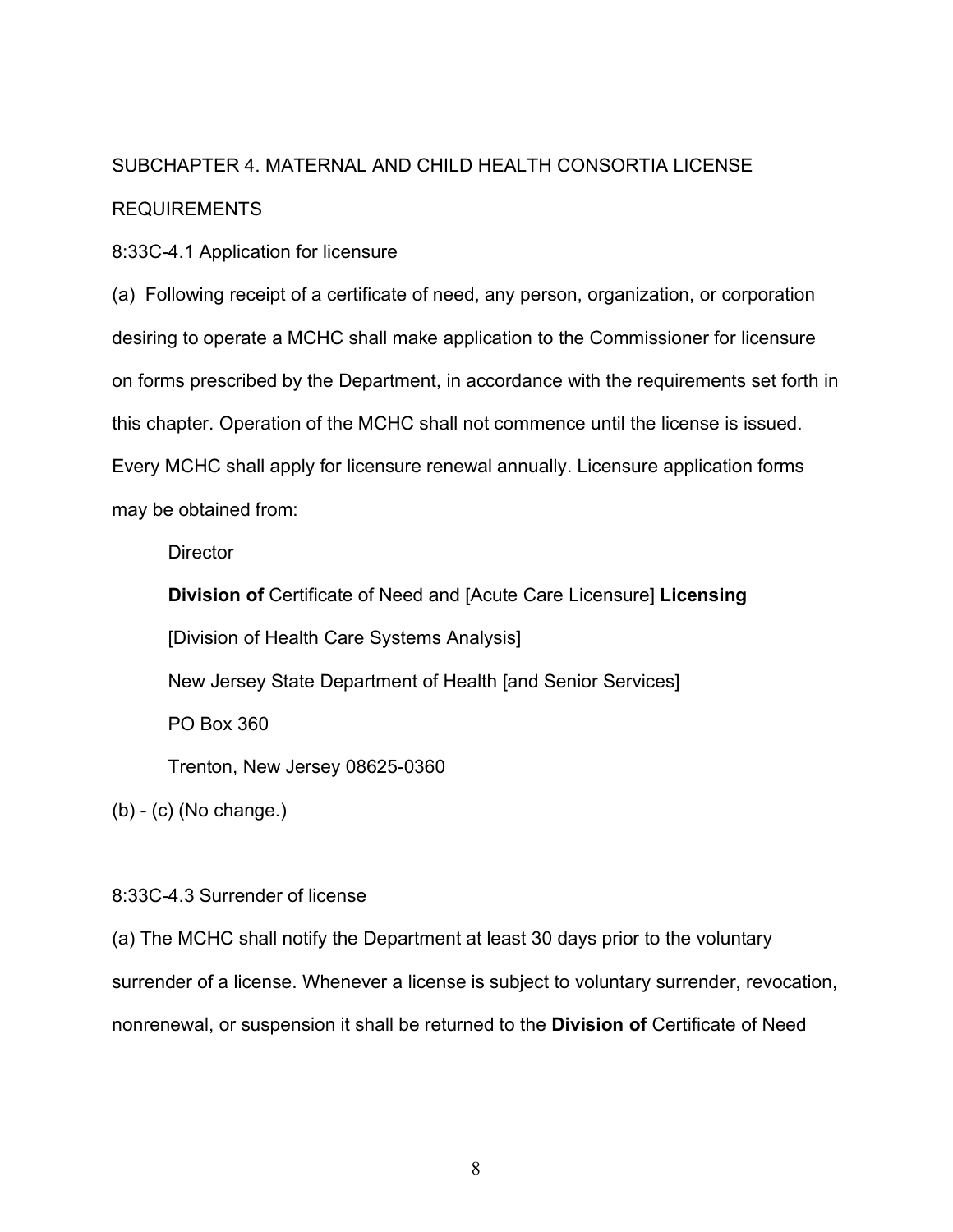SUBCHAPTER 4. MATERNAL AND CHILD HEALTH CONSORTIA LICENSE REQUIREMENTS

8:33C-4.1 Application for licensure

(a) Following receipt of a certificate of need, any person, organization, or corporation desiring to operate a MCHC shall make application to the Commissioner for licensure on forms prescribed by the Department, in accordance with the requirements set forth in this chapter. Operation of the MCHC shall not commence until the license is issued. Every MCHC shall apply for licensure renewal annually. Licensure application forms may be obtained from:

> Director
>
> **Division of** Certificate of Need and [Acute Care Licensure] **Licensing**
>
> [Division of Health Care Systems Analysis]
>
> New Jersey State Department of Health [and Senior Services]
>
> PO Box 360
>
> Trenton, New Jersey 08625-0360

(b) - (c) (No change.)

8:33C-4.3 Surrender of license

(a) The MCHC shall notify the Department at least 30 days prior to the voluntary surrender of a license. Whenever a license is subject to voluntary surrender, revocation, nonrenewal, or suspension it shall be returned to the **Division of** Certificate of Need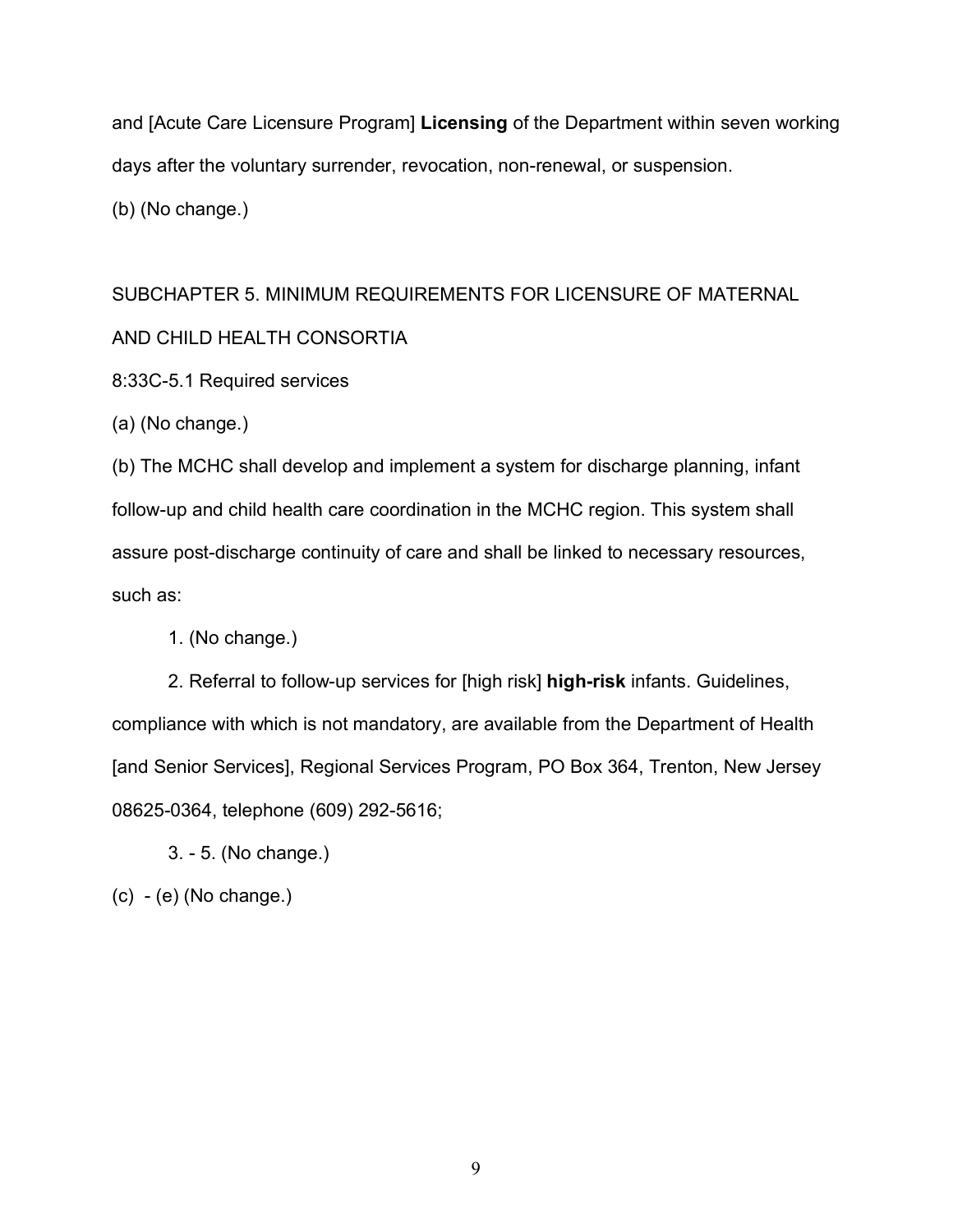and [Acute Care Licensure Program] **Licensing** of the Department within seven working days after the voluntary surrender, revocation, non-renewal, or suspension.

(b) (No change.)

SUBCHAPTER 5. MINIMUM REQUIREMENTS FOR LICENSURE OF MATERNAL AND CHILD HEALTH CONSORTIA

8:33C-5.1 Required services

(a) (No change.)

(b) The MCHC shall develop and implement a system for discharge planning, infant follow-up and child health care coordination in the MCHC region. This system shall assure post-discharge continuity of care and shall be linked to necessary resources, such as:

1. (No change.)

2. Referral to follow-up services for [high risk] **high-risk** infants. Guidelines, compliance with which is not mandatory, are available from the Department of Health [and Senior Services], Regional Services Program, PO Box 364, Trenton, New Jersey 08625-0364, telephone (609) 292-5616;

3. - 5. (No change.)

(c) - (e) (No change.)